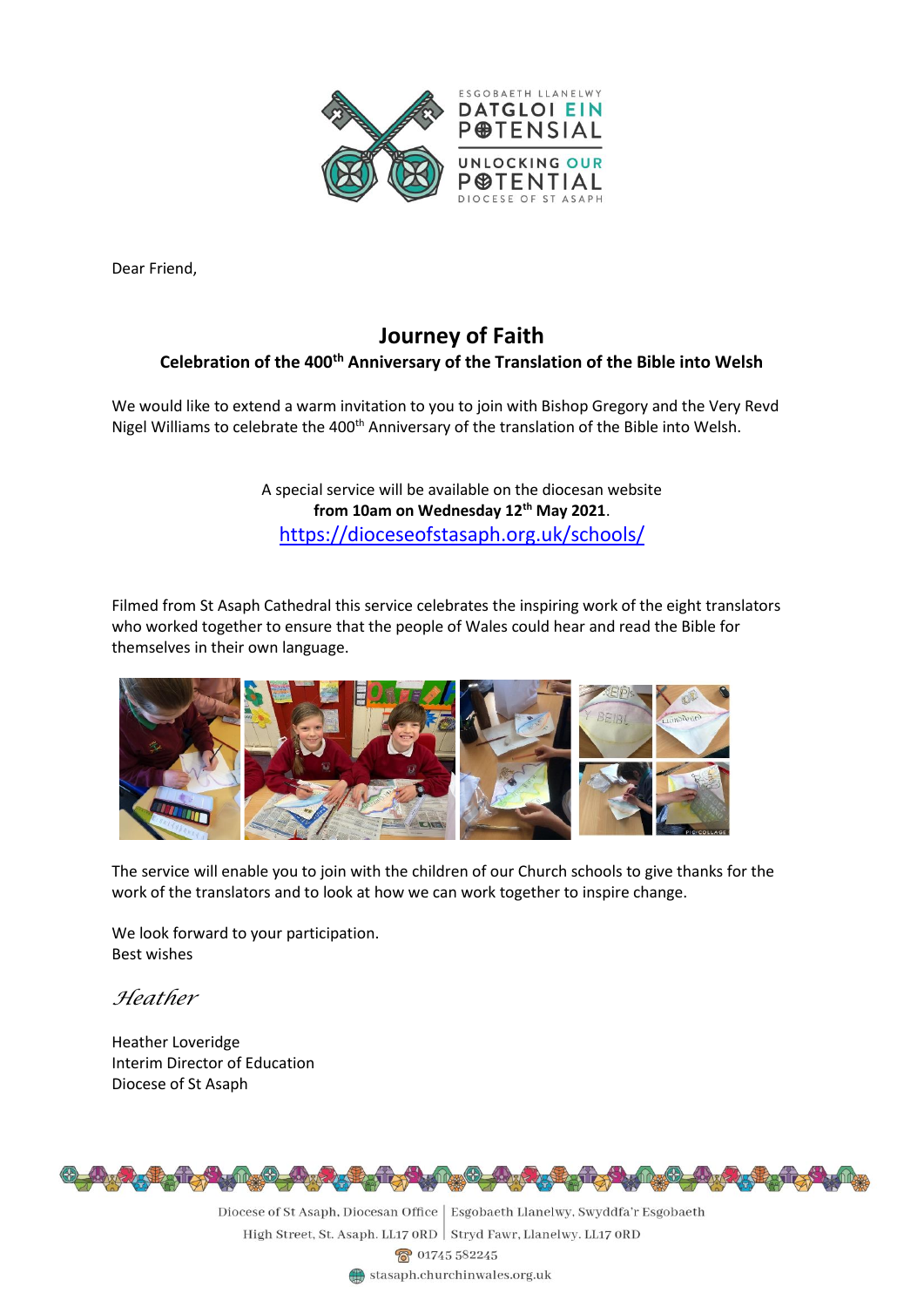ESGOBAETH LLANELWY
DATGLOI EIN POTENSIAL
UNLOCKING OUR POTENTIAL
DIOCESE OF ST ASAPH

Dear Friend,

# Journey of Faith

**Celebration of the 400th Anniversary of the Translation of the Bible into Welsh**

We would like to extend a warm invitation to you to join with Bishop Gregory and the Very Revd Nigel Williams to celebrate the 400th Anniversary of the translation of the Bible into Welsh.

A special service will be available on the diocesan website
**from 10am on Wednesday 12th May 2021**.
https://dioceseofstasaph.org.uk/schools/

Filmed from St Asaph Cathedral this service celebrates the inspiring work of the eight translators who worked together to ensure that the people of Wales could hear and read the Bible for themselves in their own language.

The service will enable you to join with the children of our Church schools to give thanks for the work of the translators and to look at how we can work together to inspire change.

We look forward to your participation.
Best wishes

*Heather*

Heather Loveridge
Interim Director of Education
Diocese of St Asaph

Diocese of St Asaph, Diocesan Office | Esgobaeth Llanelwy, Swyddfa'r Esgobaeth
High Street, St. Asaph. LL17 0RD | Stryd Fawr, Llanelwy. LL17 0RD
01745 582245
stasaph.churchinwales.org.uk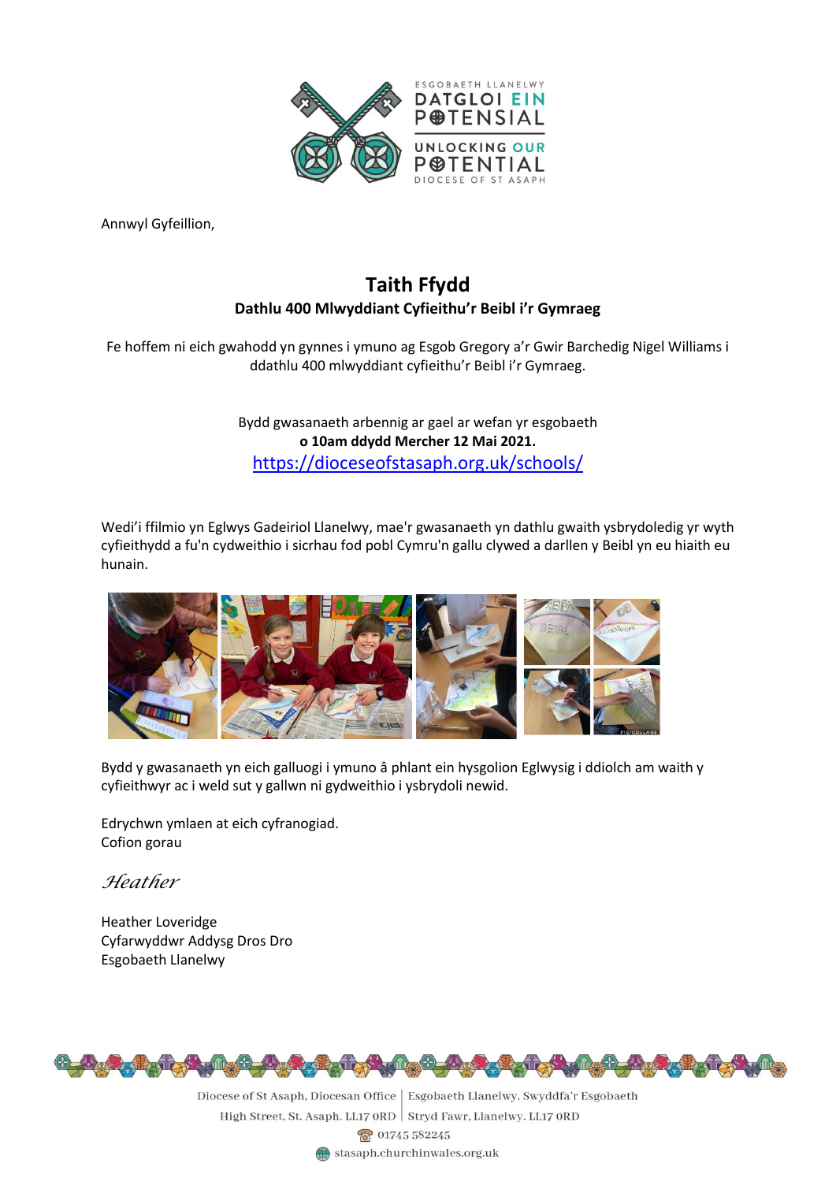Annwyl Gyfeillion,

## Taith Ffydd

**Dathlu 400 Mlwyddiant Cyfieithu'r Beibl i'r Gymraeg**

Fe hoffem ni eich gwahodd yn gynnes i ymuno ag Esgob Gregory a'r Gwir Barchedig Nigel Williams i ddathlu 400 mlwyddiant cyfieithu'r Beibl i'r Gymraeg.

Bydd gwasanaeth arbennig ar gael ar wefan yr esgobaeth
**o 10am ddydd Mercher 12 Mai 2021.**
https://dioceseofstasaph.org.uk/schools/

Wedi'i ffilmio yn Eglwys Gadeiriol Llanelwy, mae'r gwasanaeth yn dathlu gwaith ysbrydoledig yr wyth cyfieithydd a fu'n cydweithio i sicrhau fod pobl Cymru'n gallu clywed a darllen y Beibl yn eu hiaith eu hunain.

Bydd y gwasanaeth yn eich galluogi i ymuno â phlant ein hysgolion Eglwysig i ddiolch am waith y cyfieithwyr ac i weld sut y gallwn ni gydweithio i ysbrydoli newid.

Edrychwn ymlaen at eich cyfranogiad.
Cofion gorau

*Heather*

Heather Loveridge
Cyfarwyddwr Addysg Dros Dro
Esgobaeth Llanelwy